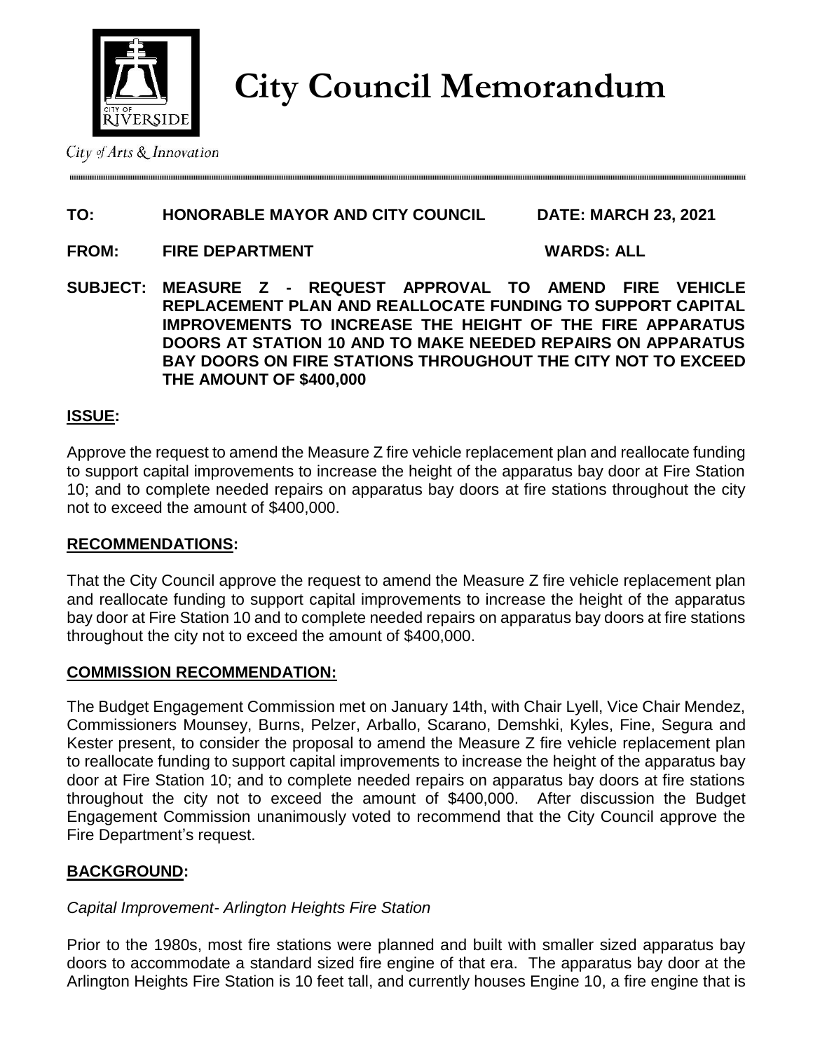City of Arts & Innovation

# City Council Memorandum

**TO: HONORABLE MAYOR AND CITY COUNCIL　　DATE: MARCH 23, 2021**

**FROM: FIRE DEPARTMENT　　WARDS: ALL**

**SUBJECT: MEASURE Z - REQUEST APPROVAL TO AMEND FIRE VEHICLE REPLACEMENT PLAN AND REALLOCATE FUNDING TO SUPPORT CAPITAL IMPROVEMENTS TO INCREASE THE HEIGHT OF THE FIRE APPARATUS DOORS AT STATION 10 AND TO MAKE NEEDED REPAIRS ON APPARATUS BAY DOORS ON FIRE STATIONS THROUGHOUT THE CITY NOT TO EXCEED THE AMOUNT OF $400,000**

## ISSUE:

Approve the request to amend the Measure Z fire vehicle replacement plan and reallocate funding to support capital improvements to increase the height of the apparatus bay door at Fire Station 10; and to complete needed repairs on apparatus bay doors at fire stations throughout the city not to exceed the amount of $400,000.

## RECOMMENDATIONS:

That the City Council approve the request to amend the Measure Z fire vehicle replacement plan and reallocate funding to support capital improvements to increase the height of the apparatus bay door at Fire Station 10 and to complete needed repairs on apparatus bay doors at fire stations throughout the city not to exceed the amount of $400,000.

## COMMISSION RECOMMENDATION:

The Budget Engagement Commission met on January 14th, with Chair Lyell, Vice Chair Mendez, Commissioners Mounsey, Burns, Pelzer, Arballo, Scarano, Demshki, Kyles, Fine, Segura and Kester present, to consider the proposal to amend the Measure Z fire vehicle replacement plan to reallocate funding to support capital improvements to increase the height of the apparatus bay door at Fire Station 10; and to complete needed repairs on apparatus bay doors at fire stations throughout the city not to exceed the amount of $400,000. After discussion the Budget Engagement Commission unanimously voted to recommend that the City Council approve the Fire Department's request.

## BACKGROUND:

*Capital Improvement- Arlington Heights Fire Station*

Prior to the 1980s, most fire stations were planned and built with smaller sized apparatus bay doors to accommodate a standard sized fire engine of that era. The apparatus bay door at the Arlington Heights Fire Station is 10 feet tall, and currently houses Engine 10, a fire engine that is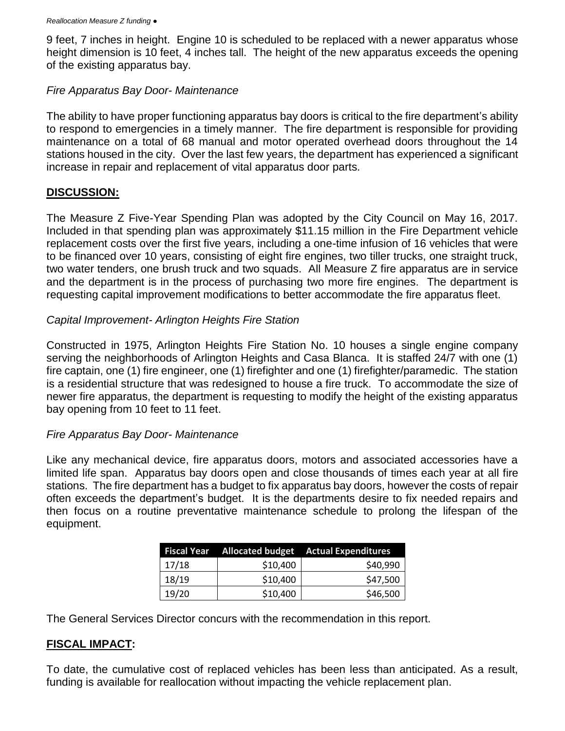9 feet, 7 inches in height. Engine 10 is scheduled to be replaced with a newer apparatus whose height dimension is 10 feet, 4 inches tall. The height of the new apparatus exceeds the opening of the existing apparatus bay.

*Fire Apparatus Bay Door- Maintenance*

The ability to have proper functioning apparatus bay doors is critical to the fire department's ability to respond to emergencies in a timely manner. The fire department is responsible for providing maintenance on a total of 68 manual and motor operated overhead doors throughout the 14 stations housed in the city. Over the last few years, the department has experienced a significant increase in repair and replacement of vital apparatus door parts.

## DISCUSSION:

The Measure Z Five-Year Spending Plan was adopted by the City Council on May 16, 2017. Included in that spending plan was approximately \$11.15 million in the Fire Department vehicle replacement costs over the first five years, including a one-time infusion of 16 vehicles that were to be financed over 10 years, consisting of eight fire engines, two tiller trucks, one straight truck, two water tenders, one brush truck and two squads. All Measure Z fire apparatus are in service and the department is in the process of purchasing two more fire engines. The department is requesting capital improvement modifications to better accommodate the fire apparatus fleet.

*Capital Improvement- Arlington Heights Fire Station*

Constructed in 1975, Arlington Heights Fire Station No. 10 houses a single engine company serving the neighborhoods of Arlington Heights and Casa Blanca. It is staffed 24/7 with one (1) fire captain, one (1) fire engineer, one (1) firefighter and one (1) firefighter/paramedic. The station is a residential structure that was redesigned to house a fire truck. To accommodate the size of newer fire apparatus, the department is requesting to modify the height of the existing apparatus bay opening from 10 feet to 11 feet.

*Fire Apparatus Bay Door- Maintenance*

Like any mechanical device, fire apparatus doors, motors and associated accessories have a limited life span. Apparatus bay doors open and close thousands of times each year at all fire stations. The fire department has a budget to fix apparatus bay doors, however the costs of repair often exceeds the department's budget. It is the departments desire to fix needed repairs and then focus on a routine preventative maintenance schedule to prolong the lifespan of the equipment.

| Fiscal Year | Allocated budget | Actual Expenditures |
|---|---|---|
| 17/18 | \$10,400 | \$40,990 |
| 18/19 | \$10,400 | \$47,500 |
| 19/20 | \$10,400 | \$46,500 |

The General Services Director concurs with the recommendation in this report.

## FISCAL IMPACT:

To date, the cumulative cost of replaced vehicles has been less than anticipated. As a result, funding is available for reallocation without impacting the vehicle replacement plan.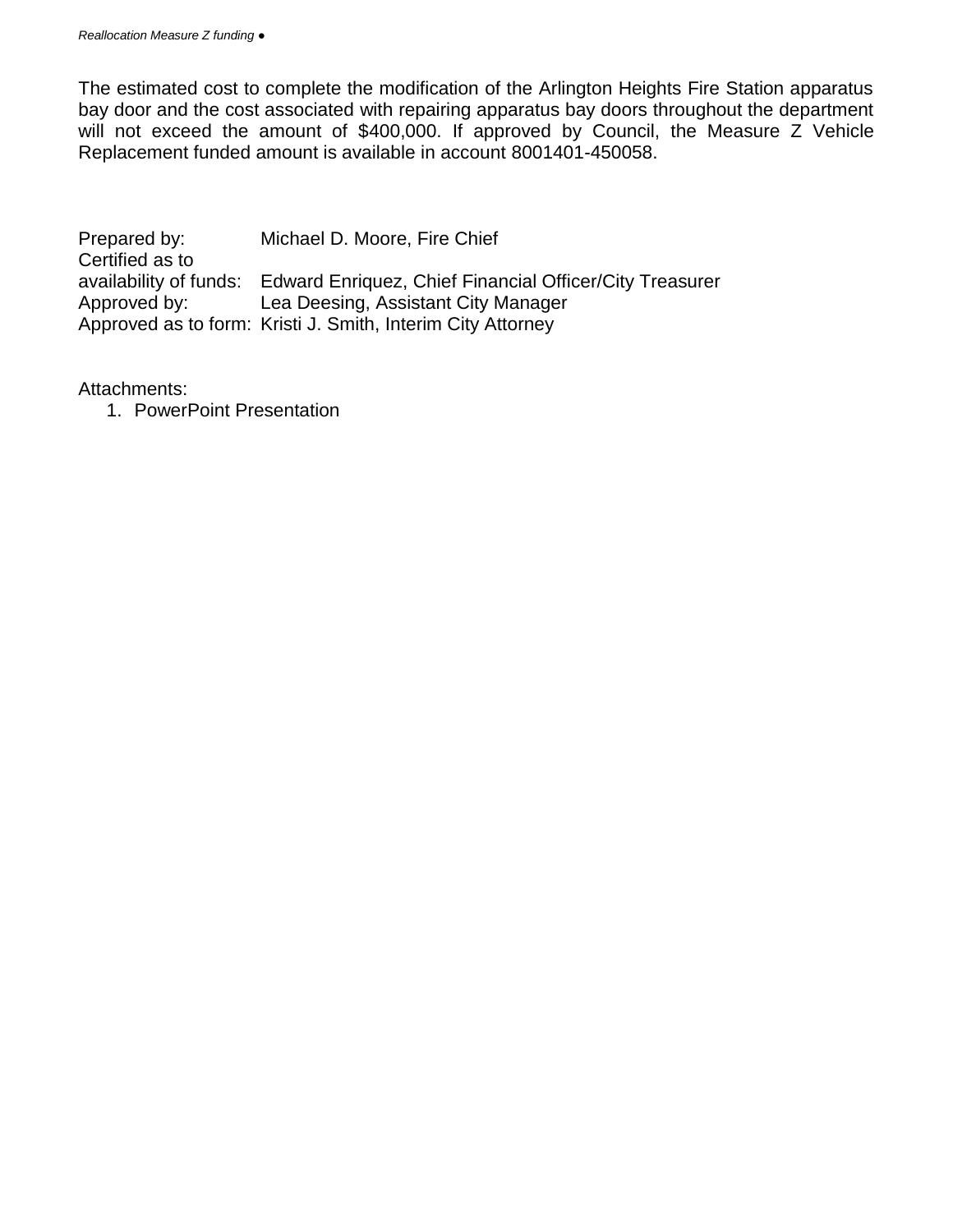The estimated cost to complete the modification of the Arlington Heights Fire Station apparatus bay door and the cost associated with repairing apparatus bay doors throughout the department will not exceed the amount of $400,000. If approved by Council, the Measure Z Vehicle Replacement funded amount is available in account 8001401-450058.

| | |
|---|---|
| Prepared by: | Michael D. Moore, Fire Chief |
| Certified as to availability of funds: | Edward Enriquez, Chief Financial Officer/City Treasurer |
| Approved by: | Lea Deesing, Assistant City Manager |
| Approved as to form: | Kristi J. Smith, Interim City Attorney |

Attachments:

1. PowerPoint Presentation